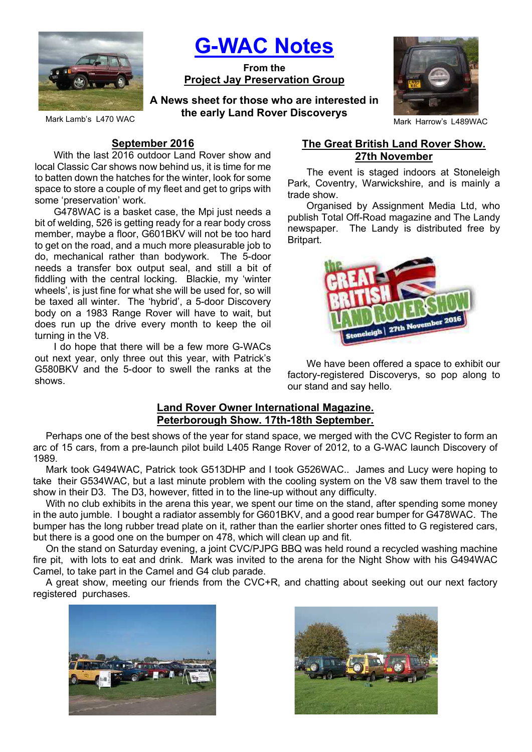# G-WAC Notes

**From the**
**Project Jay Preservation Group**

**A News sheet for those who are interested in the early Land Rover Discoverys**

Mark Lamb's L470 WAC

Mark Harrow's L489WAC

## September 2016

With the last 2016 outdoor Land Rover show and local Classic Car shows now behind us, it is time for me to batten down the hatches for the winter, look for some space to store a couple of my fleet and get to grips with some 'preservation' work.

G478WAC is a basket case, the Mpi just needs a bit of welding, 526 is getting ready for a rear body cross member, maybe a floor, G601BKV will not be too hard to get on the road, and a much more pleasurable job to do, mechanical rather than bodywork. The 5-door needs a transfer box output seal, and still a bit of fiddling with the central locking. Blackie, my 'winter wheels', is just fine for what she will be used for, so will be taxed all winter. The 'hybrid', a 5-door Discovery body on a 1983 Range Rover will have to wait, but does run up the drive every month to keep the oil turning in the V8.

I do hope that there will be a few more G-WACs out next year, only three out this year, with Patrick's G580BKV and the 5-door to swell the ranks at the shows.

## The Great British Land Rover Show. 27th November

The event is staged indoors at Stoneleigh Park, Coventry, Warwickshire, and is mainly a trade show.

Organised by Assignment Media Ltd, who publish Total Off-Road magazine and The Landy newspaper. The Landy is distributed free by Britpart.

We have been offered a space to exhibit our factory-registered Discoverys, so pop along to our stand and say hello.

## Land Rover Owner International Magazine. Peterborough Show. 17th-18th September.

Perhaps one of the best shows of the year for stand space, we merged with the CVC Register to form an arc of 15 cars, from a pre-launch pilot build L405 Range Rover of 2012, to a G-WAC launch Discovery of 1989.

Mark took G494WAC, Patrick took G513DHP and I took G526WAC.. James and Lucy were hoping to take their G534WAC, but a last minute problem with the cooling system on the V8 saw them travel to the show in their D3. The D3, however, fitted in to the line-up without any difficulty.

With no club exhibits in the arena this year, we spent our time on the stand, after spending some money in the auto jumble. I bought a radiator assembly for G601BKV, and a good rear bumper for G478WAC. The bumper has the long rubber tread plate on it, rather than the earlier shorter ones fitted to G registered cars, but there is a good one on the bumper on 478, which will clean up and fit.

On the stand on Saturday evening, a joint CVC/PJPG BBQ was held round a recycled washing machine fire pit, with lots to eat and drink. Mark was invited to the arena for the Night Show with his G494WAC Camel, to take part in the Camel and G4 club parade.

A great show, meeting our friends from the CVC+R, and chatting about seeking out our next factory registered purchases.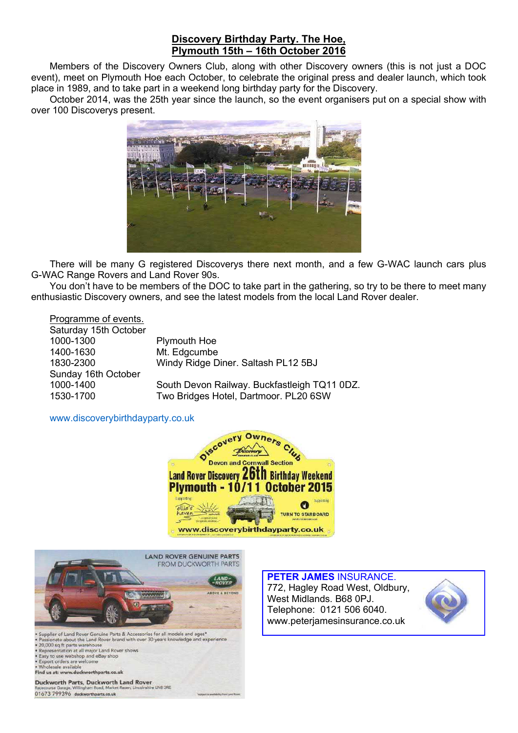## Discovery Birthday Party. The Hoe, Plymouth 15th – 16th October 2016

Members of the Discovery Owners Club, along with other Discovery owners (this is not just a DOC event), meet on Plymouth Hoe each October, to celebrate the original press and dealer launch, which took place in 1989, and to take part in a weekend long birthday party for the Discovery.

October 2014, was the 25th year since the launch, so the event organisers put on a special show with over 100 Discoverys present.

There will be many G registered Discoverys there next month, and a few G-WAC launch cars plus G-WAC Range Rovers and Land Rover 90s.

You don't have to be members of the DOC to take part in the gathering, so try to be there to meet many enthusiastic Discovery owners, and see the latest models from the local Land Rover dealer.

Programme of events.

| Saturday 15th October | |
|---|---|
| 1000-1300 | Plymouth Hoe |
| 1400-1630 | Mt. Edgcumbe |
| 1830-2300 | Windy Ridge Diner. Saltash PL12 5BJ |
| **Sunday 16th October** | |
| 1000-1400 | South Devon Railway. Buckfastleigh TQ11 0DZ. |
| 1530-1700 | Two Bridges Hotel, Dartmoor. PL20 6SW |

www.discoverybirthdayparty.co.uk

Discovery Owners Club
Devon and Cornwall Section
Land Rover Discovery 26th Birthday Weekend
Plymouth - 10/11 October 2015
www.discoverybirthdayparty.co.uk

LAND ROVER GENUINE PARTS FROM DUCKWORTH PARTS

- Supplier of Land Rover Genuine Parts & Accessories for all models and ages*
- Passionate about the Land Rover brand with over 30 years knowledge and experience
- 20,000 sq ft parts warehouse
- Representation at all major Land Rover shows
- Easy to use webshop and eBay shop
- Export orders are welcome
- Wholesale available

Find us at: www.duckworthparts.co.uk

Duckworth Parts, Duckworth Land Rover
Racecourse Garage, Willingham Road, Market Rasen, Lincolnshire LN8 3RE
01673 799396 duckworthparts.co.uk

**PETER JAMES** INSURANCE.
772, Hagley Road West, Oldbury,
West Midlands. B68 0PJ.
Telephone: 0121 506 6040.
www.peterjamesinsurance.co.uk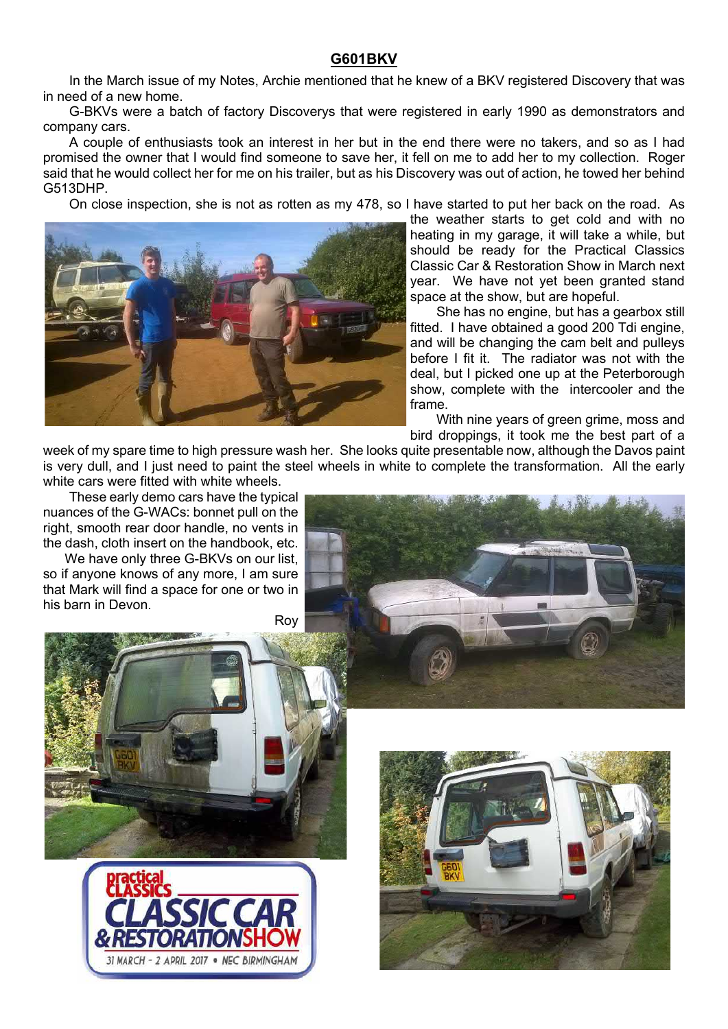## G601BKV

In the March issue of my Notes, Archie mentioned that he knew of a BKV registered Discovery that was in need of a new home.

G-BKVs were a batch of factory Discoverys that were registered in early 1990 as demonstrators and company cars.

A couple of enthusiasts took an interest in her but in the end there were no takers, and so as I had promised the owner that I would find someone to save her, it fell on me to add her to my collection. Roger said that he would collect her for me on his trailer, but as his Discovery was out of action, he towed her behind G513DHP.

On close inspection, she is not as rotten as my 478, so I have started to put her back on the road. As the weather starts to get cold and with no heating in my garage, it will take a while, but should be ready for the Practical Classics Classic Car & Restoration Show in March next year. We have not yet been granted stand space at the show, but are hopeful.

She has no engine, but has a gearbox still fitted. I have obtained a good 200 Tdi engine, and will be changing the cam belt and pulleys before I fit it. The radiator was not with the deal, but I picked one up at the Peterborough show, complete with the intercooler and the frame.

With nine years of green grime, moss and bird droppings, it took me the best part of a week of my spare time to high pressure wash her. She looks quite presentable now, although the Davos paint is very dull, and I just need to paint the steel wheels in white to complete the transformation. All the early white cars were fitted with white wheels.

These early demo cars have the typical nuances of the G-WACs: bonnet pull on the right, smooth rear door handle, no vents in the dash, cloth insert on the handbook, etc.

We have only three G-BKVs on our list, so if anyone knows of any more, I am sure that Mark will find a space for one or two in his barn in Devon.

Roy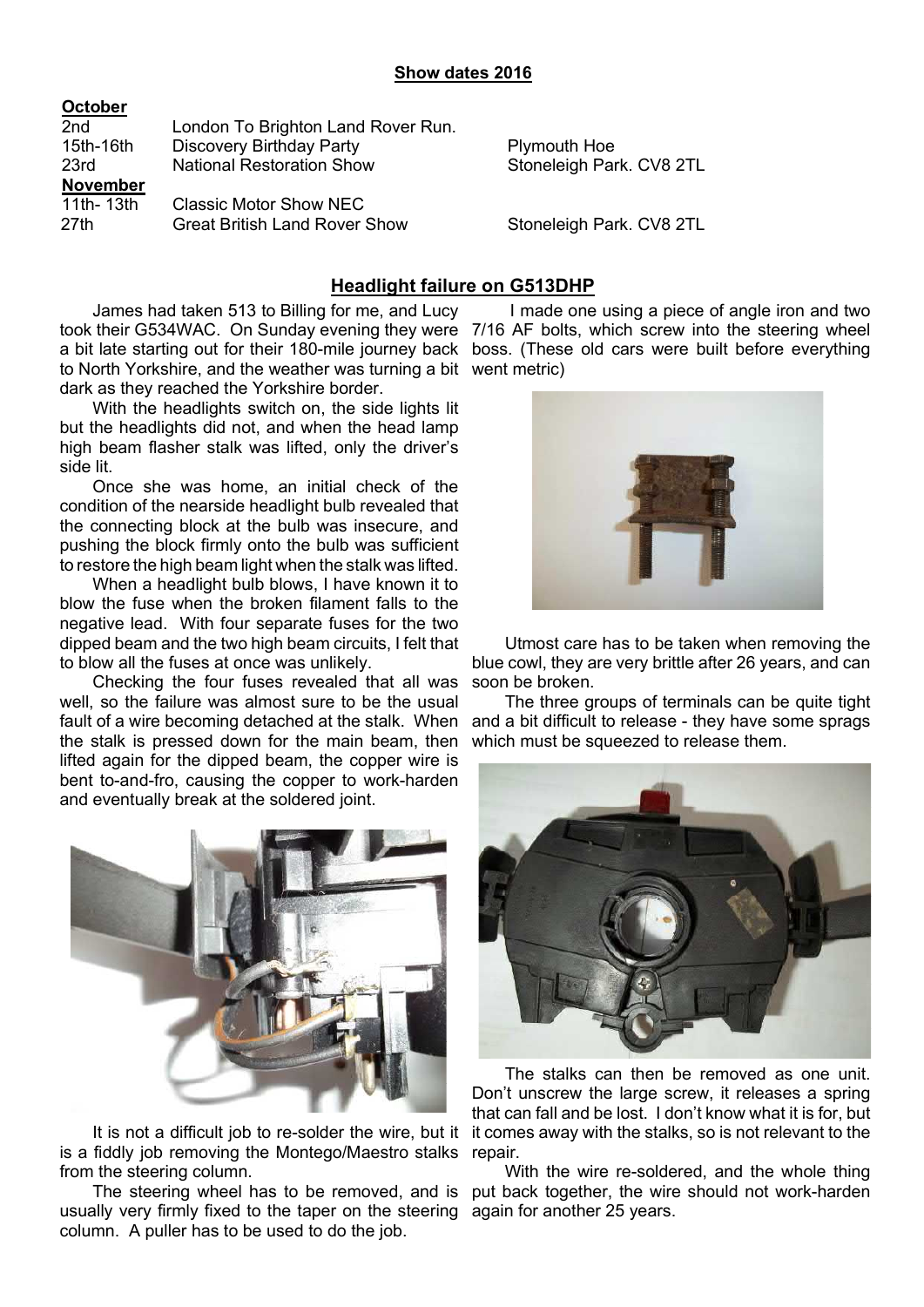**Show dates 2016**

| | | |
|---|---|---|
| **October** | | |
| 2nd | London To Brighton Land Rover Run. | |
| 15th-16th | Discovery Birthday Party | Plymouth Hoe |
| 23rd | National Restoration Show | Stoneleigh Park. CV8 2TL |
| **November** | | |
| 11th- 13th | Classic Motor Show NEC | |
| 27th | Great British Land Rover Show | Stoneleigh Park. CV8 2TL |

## Headlight failure on G513DHP

James had taken 513 to Billing for me, and Lucy took their G534WAC. On Sunday evening they were a bit late starting out for their 180-mile journey back to North Yorkshire, and the weather was turning a bit dark as they reached the Yorkshire border.

With the headlights switch on, the side lights lit but the headlights did not, and when the head lamp high beam flasher stalk was lifted, only the driver's side lit.

Once she was home, an initial check of the condition of the nearside headlight bulb revealed that the connecting block at the bulb was insecure, and pushing the block firmly onto the bulb was sufficient to restore the high beam light when the stalk was lifted.

When a headlight bulb blows, I have known it to blow the fuse when the broken filament falls to the negative lead. With four separate fuses for the two dipped beam and the two high beam circuits, I felt that to blow all the fuses at once was unlikely.

Checking the four fuses revealed that all was well, so the failure was almost sure to be the usual fault of a wire becoming detached at the stalk. When the stalk is pressed down for the main beam, then lifted again for the dipped beam, the copper wire is bent to-and-fro, causing the copper to work-harden and eventually break at the soldered joint.

It is not a difficult job to re-solder the wire, but it is a fiddly job removing the Montego/Maestro stalks from the steering column.

The steering wheel has to be removed, and is usually very firmly fixed to the taper on the steering column. A puller has to be used to do the job.

I made one using a piece of angle iron and two 7/16 AF bolts, which screw into the steering wheel boss. (These old cars were built before everything went metric)

Utmost care has to be taken when removing the blue cowl, they are very brittle after 26 years, and can soon be broken.

The three groups of terminals can be quite tight and a bit difficult to release - they have some sprags which must be squeezed to release them.

The stalks can then be removed as one unit. Don't unscrew the large screw, it releases a spring that can fall and be lost. I don't know what it is for, but it comes away with the stalks, so is not relevant to the repair.

With the wire re-soldered, and the whole thing put back together, the wire should not work-harden again for another 25 years.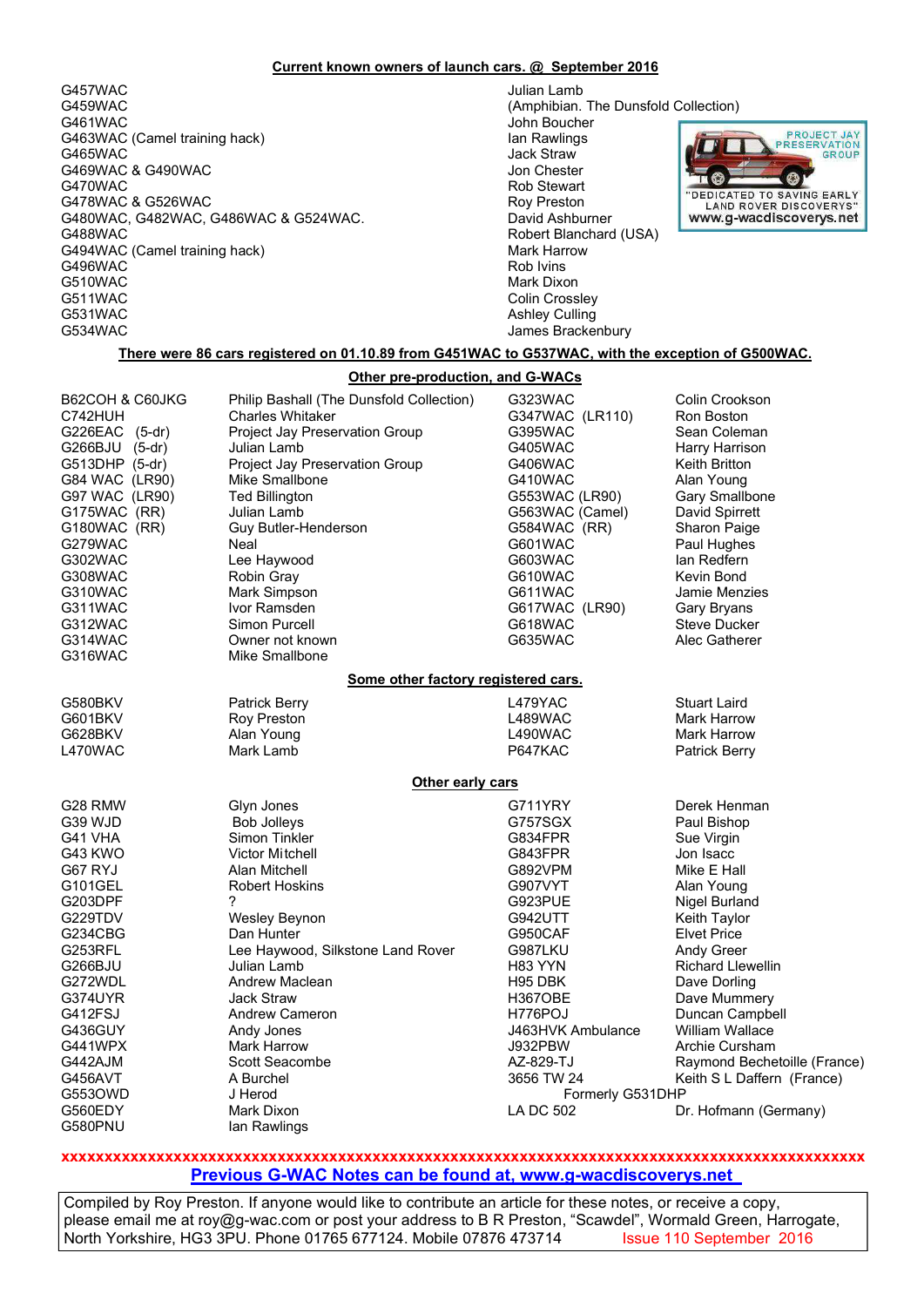## Current known owners of launch cars. @ September 2016

| | |
|---|---|
| G457WAC | Julian Lamb |
| G459WAC | (Amphibian. The Dunsfold Collection) |
| G461WAC | John Boucher |
| G463WAC (Camel training hack) | Ian Rawlings |
| G465WAC | Jack Straw |
| G469WAC & G490WAC | Jon Chester |
| G470WAC | Rob Stewart |
| G478WAC & G526WAC | Roy Preston |
| G480WAC, G482WAC, G486WAC & G524WAC. | David Ashburner |
| G488WAC | Robert Blanchard (USA) |
| G494WAC (Camel training hack) | Mark Harrow |
| G496WAC | Rob Ivins |
| G510WAC | Mark Dixon |
| G511WAC | Colin Crossley |
| G531WAC | Ashley Culling |
| G534WAC | James Brackenbury |

PROJECT JAY PRESERVATION GROUP
"DEDICATED TO SAVING EARLY LAND ROVER DISCOVERYS"
www.g-wacdiscoverys.net

**There were 86 cars registered on 01.10.89 from G451WAC to G537WAC, with the exception of G500WAC.**

## Other pre-production, and G-WACs

| | | | |
|---|---|---|---|
| B62COH & C60JKG | Philip Bashall (The Dunsfold Collection) | G323WAC | Colin Crookson |
| C742HUH | Charles Whitaker | G347WAC (LR110) | Ron Boston |
| G226EAC (5-dr) | Project Jay Preservation Group | G395WAC | Sean Coleman |
| G266BJU (5-dr) | Julian Lamb | G405WAC | Harry Harrison |
| G513DHP (5-dr) | Project Jay Preservation Group | G406WAC | Keith Britton |
| G84 WAC (LR90) | Mike Smallbone | G410WAC | Alan Young |
| G97 WAC (LR90) | Ted Billington | G553WAC (LR90) | Gary Smallbone |
| G175WAC (RR) | Julian Lamb | G563WAC (Camel) | David Spirrett |
| G180WAC (RR) | Guy Butler-Henderson | G584WAC (RR) | Sharon Paige |
| G279WAC | Neal | G601WAC | Paul Hughes |
| G302WAC | Lee Haywood | G603WAC | Ian Redfern |
| G308WAC | Robin Gray | G610WAC | Kevin Bond |
| G310WAC | Mark Simpson | G611WAC | Jamie Menzies |
| G311WAC | Ivor Ramsden | G617WAC (LR90) | Gary Bryans |
| G312WAC | Simon Purcell | G618WAC | Steve Ducker |
| G314WAC | Owner not known | G635WAC | Alec Gatherer |
| G316WAC | Mike Smallbone | | |

## Some other factory registered cars.

| | | | |
|---|---|---|---|
| G580BKV | Patrick Berry | L479YAC | Stuart Laird |
| G601BKV | Roy Preston | L489WAC | Mark Harrow |
| G628BKV | Alan Young | L490WAC | Mark Harrow |
| L470WAC | Mark Lamb | P647KAC | Patrick Berry |

## Other early cars

| | | | |
|---|---|---|---|
| G28 RMW | Glyn Jones | G711YRY | Derek Henman |
| G39 WJD | Bob Jolleys | G757SGX | Paul Bishop |
| G41 VHA | Simon Tinkler | G834FPR | Sue Virgin |
| G43 KWO | Victor Mitchell | G843FPR | Jon Isacc |
| G67 RYJ | Alan Mitchell | G892VPM | Mike E Hall |
| G101GEL | Robert Hoskins | G907VYT | Alan Young |
| G203DPF | ? | G923PUE | Nigel Burland |
| G229TDV | Wesley Beynon | G942UTT | Keith Taylor |
| G234CBG | Dan Hunter | G950CAF | Elvet Price |
| G253RFL | Lee Haywood, Silkstone Land Rover | G987LKU | Andy Greer |
| G266BJU | Julian Lamb | H83 YYN | Richard Llewellin |
| G272WDL | Andrew Maclean | H95 DBK | Dave Dorling |
| G374UYR | Jack Straw | H367OBE | Dave Mummery |
| G412FSJ | Andrew Cameron | H776POJ | Duncan Campbell |
| G436GUY | Andy Jones | J463HVK Ambulance | William Wallace |
| G441WPX | Mark Harrow | J932PBW | Archie Cursham |
| G442AJM | Scott Seacombe | AZ-829-TJ | Raymond Bechetoille (France) |
| G456AVT | A Burchel | 3656 TW 24 | Keith S L Daffern (France) |
| G553OWD | J Herod | Formerly G531DHP | |
| G560EDY | Mark Dixon | LA DC 502 | Dr. Hofmann (Germany) |
| G580PNU | Ian Rawlings | | |

xxxxxxxxxxxxxxxxxxxxxxxxxxxxxxxxxxxxxxxxxxxxxxxxxxxxxxxxxxxxxxxxxxxxxxxxxxxxxxxxxxxxxxxxx

**Previous G-WAC Notes can be found at, www.g-wacdiscoverys.net**

Compiled by Roy Preston. If anyone would like to contribute an article for these notes, or receive a copy, please email me at roy@g-wac.com or post your address to B R Preston, "Scawdel", Wormald Green, Harrogate, North Yorkshire, HG3 3PU. Phone 01765 677124. Mobile 07876 473714 Issue 110 September 2016